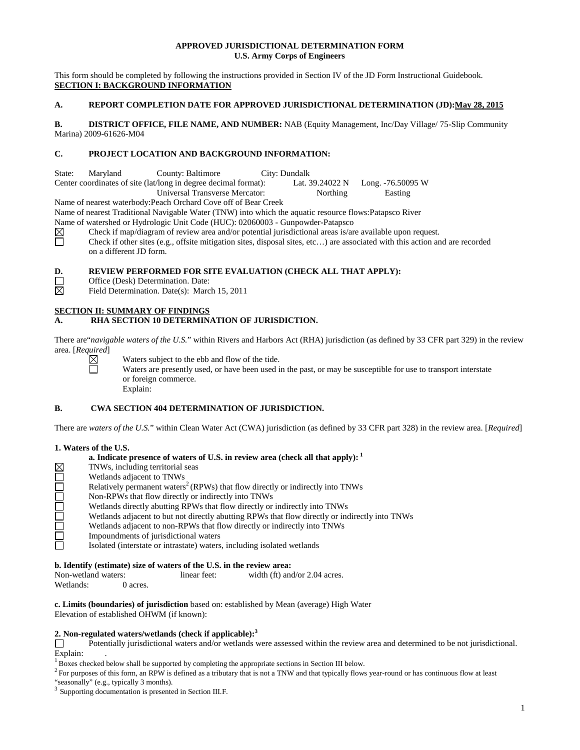**APPROVED JURISDICTIONAL DETERMINATION FORM**
**U.S. Army Corps of Engineers**

This form should be completed by following the instructions provided in Section IV of the JD Form Instructional Guidebook.

**SECTION I: BACKGROUND INFORMATION**

**A. REPORT COMPLETION DATE FOR APPROVED JURISDICTIONAL DETERMINATION (JD): May 28, 2015**

**B. DISTRICT OFFICE, FILE NAME, AND NUMBER:** NAB (Equity Management, Inc/Day Village/ 75-Slip Community Marina) 2009-61626-M04

**C. PROJECT LOCATION AND BACKGROUND INFORMATION:**

State: Maryland County: Baltimore City: Dundalk
Center coordinates of site (lat/long in degree decimal format): Lat. 39.24022 N Long. -76.50095 W
Universal Transverse Mercator: Northing Easting
Name of nearest waterbody: Peach Orchard Cove off of Bear Creek
Name of nearest Traditional Navigable Water (TNW) into which the aquatic resource flows: Patapsco River
Name of watershed or Hydrologic Unit Code (HUC): 02060003 - Gunpowder-Patapsco

- ☒ Check if map/diagram of review area and/or potential jurisdictional areas is/are available upon request.
- ☐ Check if other sites (e.g., offsite mitigation sites, disposal sites, etc…) are associated with this action and are recorded on a different JD form.

**D. REVIEW PERFORMED FOR SITE EVALUATION (CHECK ALL THAT APPLY):**

- ☐ Office (Desk) Determination. Date:
- ☒ Field Determination. Date(s): March 15, 2011

**SECTION II: SUMMARY OF FINDINGS**

**A. RHA SECTION 10 DETERMINATION OF JURISDICTION.**

There are "*navigable waters of the U.S.*" within Rivers and Harbors Act (RHA) jurisdiction (as defined by 33 CFR part 329) in the review area. [*Required*]

- ☒ Waters subject to the ebb and flow of the tide.
- ☐ Waters are presently used, or have been used in the past, or may be susceptible for use to transport interstate or foreign commerce.
  Explain:

**B. CWA SECTION 404 DETERMINATION OF JURISDICTION.**

There are *waters of the U.S.*" within Clean Water Act (CWA) jurisdiction (as defined by 33 CFR part 328) in the review area. [*Required*]

**1. Waters of the U.S.**

**a. Indicate presence of waters of U.S. in review area (check all that apply):** [1]

- ☒ TNWs, including territorial seas
- ☐ Wetlands adjacent to TNWs
- ☐ Relatively permanent waters[2] (RPWs) that flow directly or indirectly into TNWs
- ☐ Non-RPWs that flow directly or indirectly into TNWs
- ☐ Wetlands directly abutting RPWs that flow directly or indirectly into TNWs
- ☐ Wetlands adjacent to but not directly abutting RPWs that flow directly or indirectly into TNWs
- ☐ Wetlands adjacent to non-RPWs that flow directly or indirectly into TNWs
- ☐ Impoundments of jurisdictional waters
- ☐ Isolated (interstate or intrastate) waters, including isolated wetlands

**b. Identify (estimate) size of waters of the U.S. in the review area:**
Non-wetland waters: linear feet: width (ft) and/or 2.04 acres.
Wetlands: 0 acres.

**c. Limits (boundaries) of jurisdiction** based on: established by Mean (average) High Water
Elevation of established OHWM (if known):

**2. Non-regulated waters/wetlands (check if applicable):**[3]

- ☐ Potentially jurisdictional waters and/or wetlands were assessed within the review area and determined to be not jurisdictional.
  Explain: .

[1] Boxes checked below shall be supported by completing the appropriate sections in Section III below.
[2] For purposes of this form, an RPW is defined as a tributary that is not a TNW and that typically flows year-round or has continuous flow at least "seasonally" (e.g., typically 3 months).
[3] Supporting documentation is presented in Section III.F.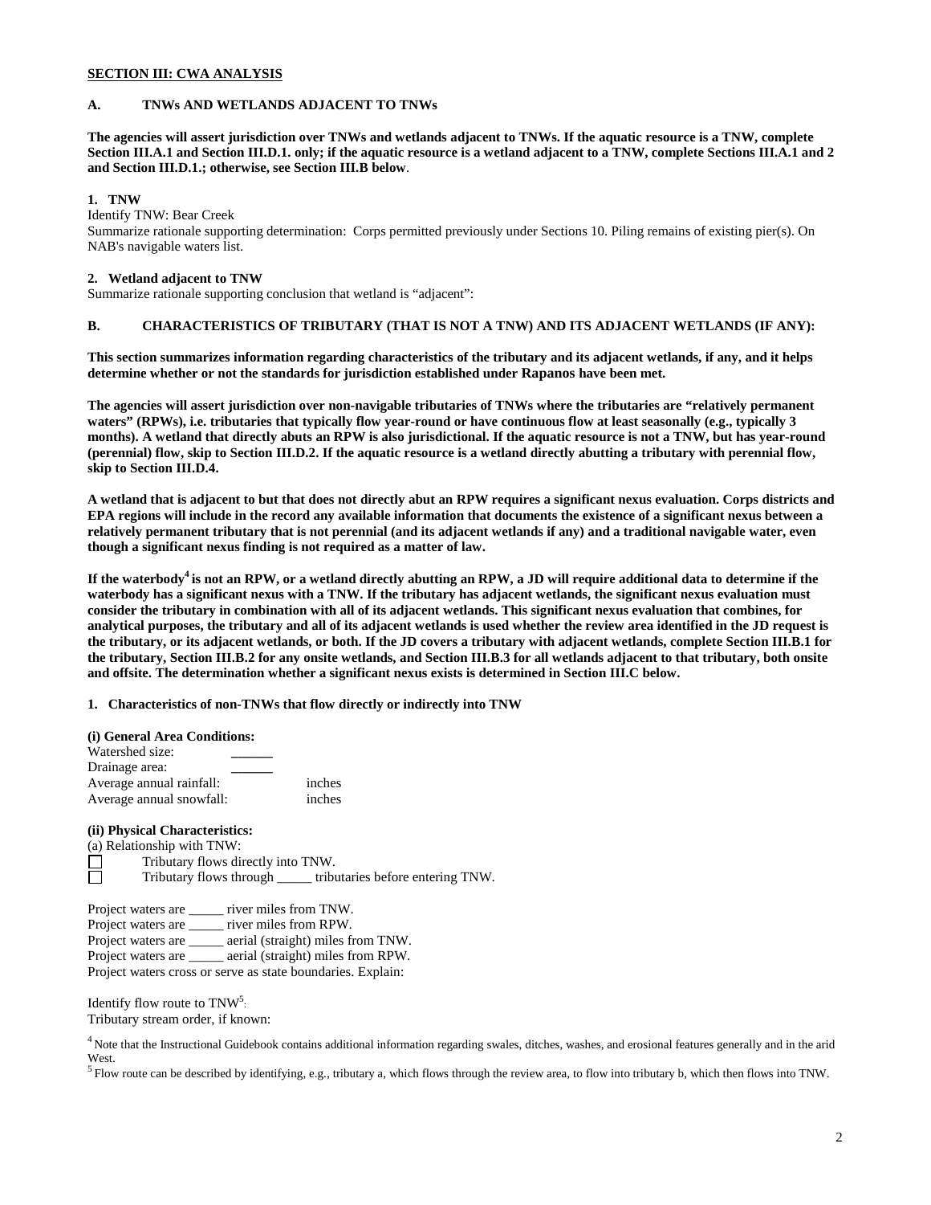**SECTION III: CWA ANALYSIS**

**A. TNWs AND WETLANDS ADJACENT TO TNWs**

**The agencies will assert jurisdiction over TNWs and wetlands adjacent to TNWs. If the aquatic resource is a TNW, complete Section III.A.1 and Section III.D.1. only; if the aquatic resource is a wetland adjacent to a TNW, complete Sections III.A.1 and 2 and Section III.D.1.; otherwise, see Section III.B below**.

**1. TNW**

Identify TNW: Bear Creek

Summarize rationale supporting determination: Corps permitted previously under Sections 10. Piling remains of existing pier(s). On NAB's navigable waters list.

**2. Wetland adjacent to TNW**

Summarize rationale supporting conclusion that wetland is "adjacent":

**B. CHARACTERISTICS OF TRIBUTARY (THAT IS NOT A TNW) AND ITS ADJACENT WETLANDS (IF ANY):**

**This section summarizes information regarding characteristics of the tributary and its adjacent wetlands, if any, and it helps determine whether or not the standards for jurisdiction established under Rapanos have been met.**

**The agencies will assert jurisdiction over non-navigable tributaries of TNWs where the tributaries are "relatively permanent waters" (RPWs), i.e. tributaries that typically flow year-round or have continuous flow at least seasonally (e.g., typically 3 months). A wetland that directly abuts an RPW is also jurisdictional. If the aquatic resource is not a TNW, but has year-round (perennial) flow, skip to Section III.D.2. If the aquatic resource is a wetland directly abutting a tributary with perennial flow, skip to Section III.D.4.**

**A wetland that is adjacent to but that does not directly abut an RPW requires a significant nexus evaluation. Corps districts and EPA regions will include in the record any available information that documents the existence of a significant nexus between a relatively permanent tributary that is not perennial (and its adjacent wetlands if any) and a traditional navigable water, even though a significant nexus finding is not required as a matter of law.**

**If the waterbody[4] is not an RPW, or a wetland directly abutting an RPW, a JD will require additional data to determine if the waterbody has a significant nexus with a TNW. If the tributary has adjacent wetlands, the significant nexus evaluation must consider the tributary in combination with all of its adjacent wetlands. This significant nexus evaluation that combines, for analytical purposes, the tributary and all of its adjacent wetlands is used whether the review area identified in the JD request is the tributary, or its adjacent wetlands, or both. If the JD covers a tributary with adjacent wetlands, complete Section III.B.1 for the tributary, Section III.B.2 for any onsite wetlands, and Section III.B.3 for all wetlands adjacent to that tributary, both onsite and offsite. The determination whether a significant nexus exists is determined in Section III.C below.**

**1. Characteristics of non-TNWs that flow directly or indirectly into TNW**

**(i) General Area Conditions:**

Watershed size: ______
Drainage area: ______
Average annual rainfall: inches
Average annual snowfall: inches

**(ii) Physical Characteristics:**

(a) Relationship with TNW:

☐ Tributary flows directly into TNW.
☐ Tributary flows through _____ tributaries before entering TNW.

Project waters are _____ river miles from TNW.
Project waters are _____ river miles from RPW.
Project waters are _____ aerial (straight) miles from TNW.
Project waters are _____ aerial (straight) miles from RPW.
Project waters cross or serve as state boundaries. Explain:

Identify flow route to TNW[5]:
Tributary stream order, if known:

[4] Note that the Instructional Guidebook contains additional information regarding swales, ditches, washes, and erosional features generally and in the arid West.

[5] Flow route can be described by identifying, e.g., tributary a, which flows through the review area, to flow into tributary b, which then flows into TNW.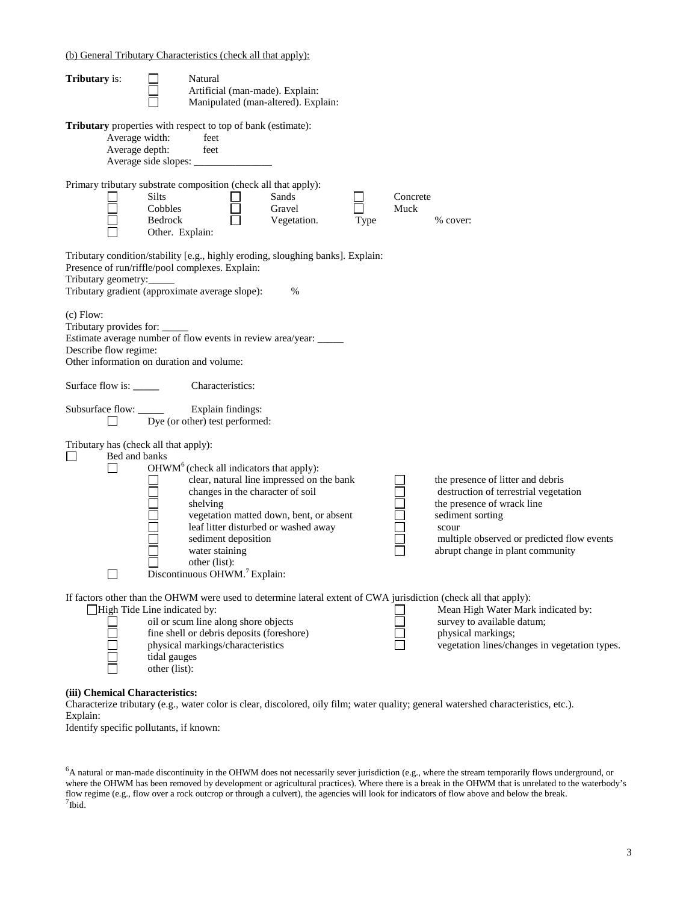(b) General Tributary Characteristics (check all that apply):

**Tributary** is:
- ☐ Natural
- ☐ Artificial (man-made). Explain:
- ☐ Manipulated (man-altered). Explain:

**Tributary** properties with respect to top of bank (estimate):
- Average width: feet
- Average depth: feet
- Average side slopes: ______________

Primary tributary substrate composition (check all that apply):

| | | |
|---|---|---|
| ☐ Silts | ☐ Sands | ☐ Concrete |
| ☐ Cobbles | ☐ Gravel | ☐ Muck |
| ☐ Bedrock | ☐ Vegetation. Type | % cover: |
| ☐ Other. Explain: | | |

Tributary condition/stability [e.g., highly eroding, sloughing banks]. Explain:
Presence of run/riffle/pool complexes. Explain:
Tributary geometry:_____
Tributary gradient (approximate average slope): %

(c) Flow:
Tributary provides for: _____
Estimate average number of flow events in review area/year: _____
Describe flow regime:
Other information on duration and volume:

Surface flow is: _____ Characteristics:

Subsurface flow: _____ Explain findings:
- ☐ Dye (or other) test performed:

Tributary has (check all that apply):
- ☐ Bed and banks
  - ☐ OHWM[6] (check all indicators that apply):

| | |
|---|---|
| ☐ clear, natural line impressed on the bank | ☐ the presence of litter and debris |
| ☐ changes in the character of soil | ☐ destruction of terrestrial vegetation |
| ☐ shelving | ☐ the presence of wrack line |
| ☐ vegetation matted down, bent, or absent | ☐ sediment sorting |
| ☐ leaf litter disturbed or washed away | ☐ scour |
| ☐ sediment deposition | ☐ multiple observed or predicted flow events |
| ☐ water staining | ☐ abrupt change in plant community |
| ☐ other (list): | |

  - ☐ Discontinuous OHWM.[7] Explain:

If factors other than the OHWM were used to determine lateral extent of CWA jurisdiction (check all that apply):

| | |
|---|---|
| ☐ High Tide Line indicated by: | ☐ Mean High Water Mark indicated by: |
| ☐ oil or scum line along shore objects | ☐ survey to available datum; |
| ☐ fine shell or debris deposits (foreshore) | ☐ physical markings; |
| ☐ physical markings/characteristics | ☐ vegetation lines/changes in vegetation types. |
| ☐ tidal gauges | |
| ☐ other (list): | |

**(iii) Chemical Characteristics:**
Characterize tributary (e.g., water color is clear, discolored, oily film; water quality; general watershed characteristics, etc.).
Explain:
Identify specific pollutants, if known:

[6]A natural or man-made discontinuity in the OHWM does not necessarily sever jurisdiction (e.g., where the stream temporarily flows underground, or where the OHWM has been removed by development or agricultural practices). Where there is a break in the OHWM that is unrelated to the waterbody's flow regime (e.g., flow over a rock outcrop or through a culvert), the agencies will look for indicators of flow above and below the break.
[7]Ibid.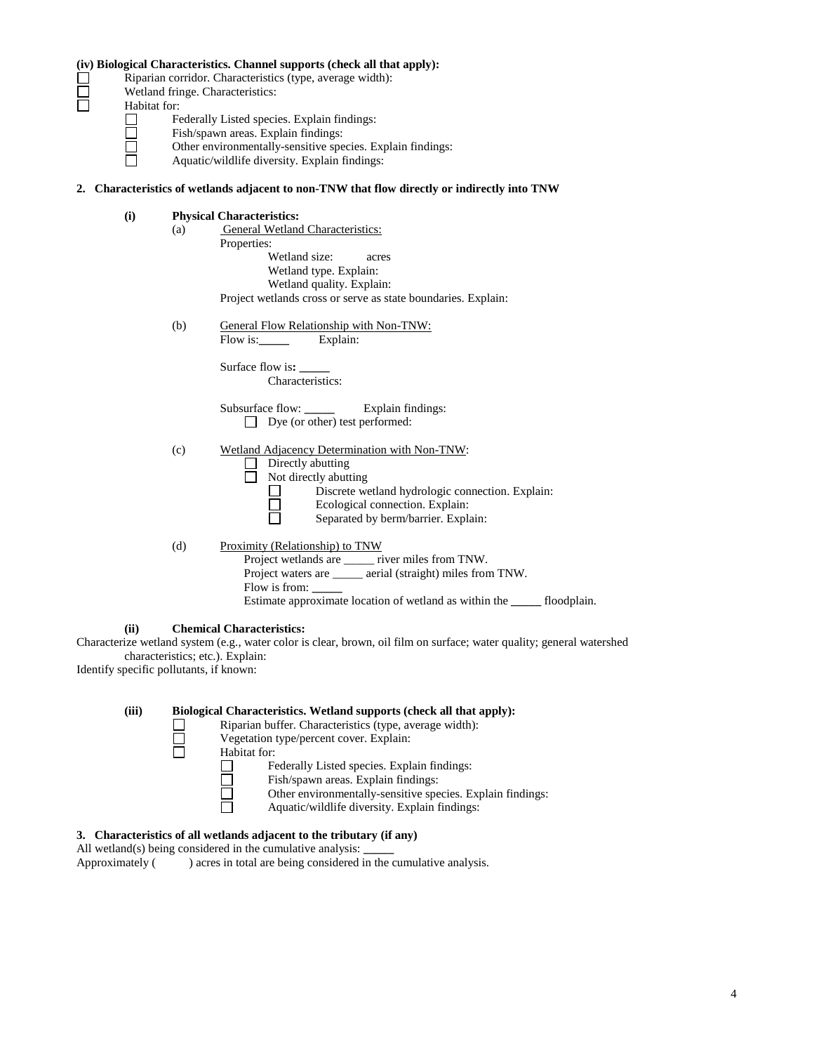**(iv) Biological Characteristics. Channel supports (check all that apply):**

☐ Riparian corridor. Characteristics (type, average width):

☐ Wetland fringe. Characteristics:

☐ Habitat for:

- ☐ Federally Listed species. Explain findings:
- ☐ Fish/spawn areas. Explain findings:
- ☐ Other environmentally-sensitive species. Explain findings:
- ☐ Aquatic/wildlife diversity. Explain findings:

**2. Characteristics of wetlands adjacent to non-TNW that flow directly or indirectly into TNW**

**(i) Physical Characteristics:**

(a) General Wetland Characteristics:

Properties:

Wetland size: acres

Wetland type. Explain:

Wetland quality. Explain:

Project wetlands cross or serve as state boundaries. Explain:

(b) General Flow Relationship with Non-TNW:

Flow is:_____ Explain:

Surface flow is: _____

Characteristics:

Subsurface flow: _____ Explain findings:

☐ Dye (or other) test performed:

(c) Wetland Adjacency Determination with Non-TNW:

☐ Directly abutting

☐ Not directly abutting

- ☐ Discrete wetland hydrologic connection. Explain:
- ☐ Ecological connection. Explain:
- ☐ Separated by berm/barrier. Explain:

(d) Proximity (Relationship) to TNW

Project wetlands are _____ river miles from TNW.

Project waters are _____ aerial (straight) miles from TNW.

Flow is from: _____

Estimate approximate location of wetland as within the _____ floodplain.

**(ii) Chemical Characteristics:**

Characterize wetland system (e.g., water color is clear, brown, oil film on surface; water quality; general watershed characteristics; etc.). Explain:

Identify specific pollutants, if known:

**(iii) Biological Characteristics. Wetland supports (check all that apply):**

☐ Riparian buffer. Characteristics (type, average width):

☐ Vegetation type/percent cover. Explain:

☐ Habitat for:

- ☐ Federally Listed species. Explain findings:
- ☐ Fish/spawn areas. Explain findings:
- ☐ Other environmentally-sensitive species. Explain findings:
- ☐ Aquatic/wildlife diversity. Explain findings:

**3. Characteristics of all wetlands adjacent to the tributary (if any)**

All wetland(s) being considered in the cumulative analysis: _____

Approximately ( ) acres in total are being considered in the cumulative analysis.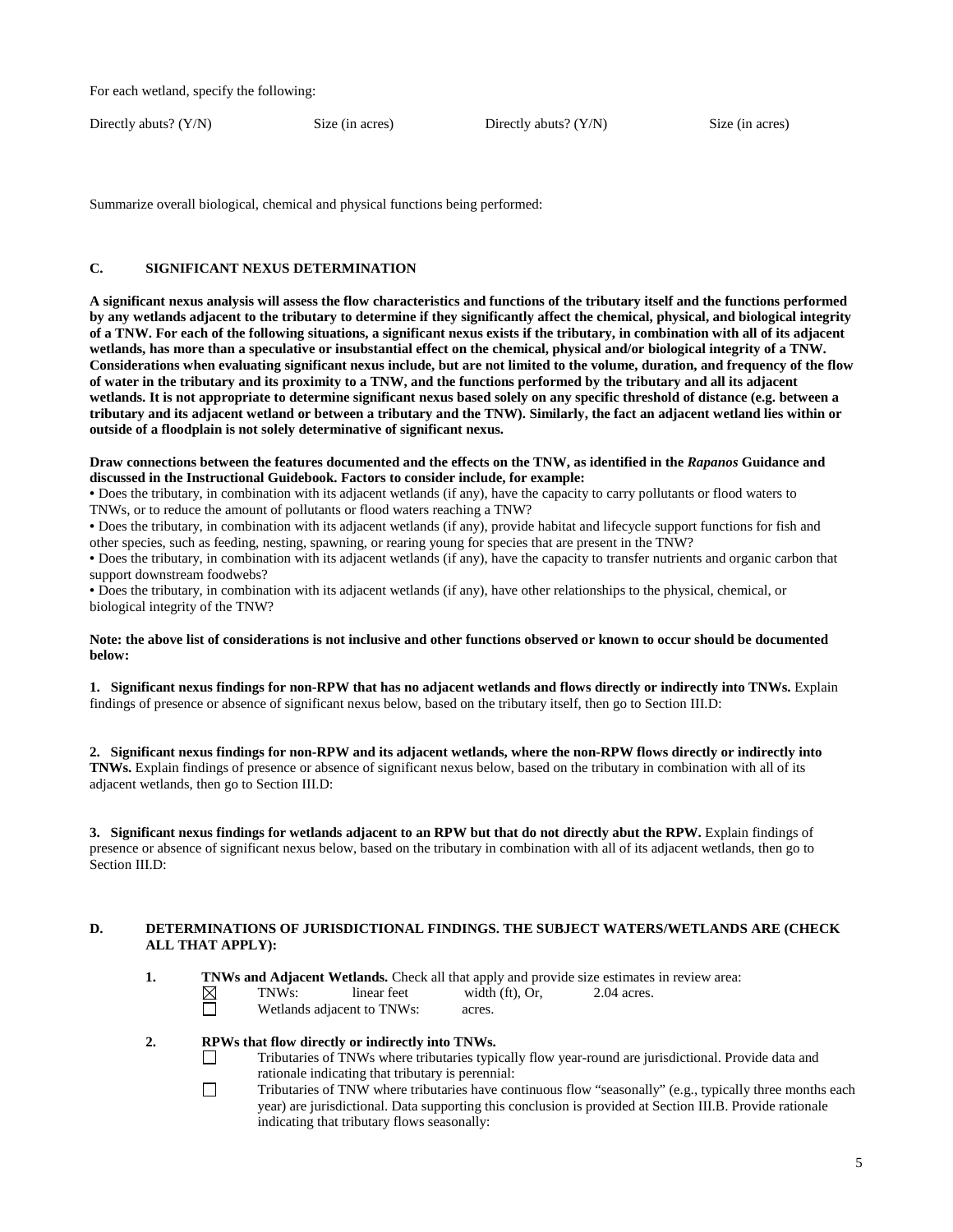For each wetland, specify the following:

Directly abuts? (Y/N) Size (in acres) Directly abuts? (Y/N) Size (in acres)

Summarize overall biological, chemical and physical functions being performed:

## C. SIGNIFICANT NEXUS DETERMINATION

**A significant nexus analysis will assess the flow characteristics and functions of the tributary itself and the functions performed by any wetlands adjacent to the tributary to determine if they significantly affect the chemical, physical, and biological integrity of a TNW. For each of the following situations, a significant nexus exists if the tributary, in combination with all of its adjacent wetlands, has more than a speculative or insubstantial effect on the chemical, physical and/or biological integrity of a TNW. Considerations when evaluating significant nexus include, but are not limited to the volume, duration, and frequency of the flow of water in the tributary and its proximity to a TNW, and the functions performed by the tributary and all its adjacent wetlands. It is not appropriate to determine significant nexus based solely on any specific threshold of distance (e.g. between a tributary and its adjacent wetland or between a tributary and the TNW). Similarly, the fact an adjacent wetland lies within or outside of a floodplain is not solely determinative of significant nexus.**

**Draw connections between the features documented and the effects on the TNW, as identified in the *Rapanos* Guidance and discussed in the Instructional Guidebook. Factors to consider include, for example:**

- Does the tributary, in combination with its adjacent wetlands (if any), have the capacity to carry pollutants or flood waters to TNWs, or to reduce the amount of pollutants or flood waters reaching a TNW?
- Does the tributary, in combination with its adjacent wetlands (if any), provide habitat and lifecycle support functions for fish and other species, such as feeding, nesting, spawning, or rearing young for species that are present in the TNW?
- Does the tributary, in combination with its adjacent wetlands (if any), have the capacity to transfer nutrients and organic carbon that support downstream foodwebs?
- Does the tributary, in combination with its adjacent wetlands (if any), have other relationships to the physical, chemical, or biological integrity of the TNW?

**Note: the above list of considerations is not inclusive and other functions observed or known to occur should be documented below:**

**1. Significant nexus findings for non-RPW that has no adjacent wetlands and flows directly or indirectly into TNWs.** Explain findings of presence or absence of significant nexus below, based on the tributary itself, then go to Section III.D:

**2. Significant nexus findings for non-RPW and its adjacent wetlands, where the non-RPW flows directly or indirectly into TNWs.** Explain findings of presence or absence of significant nexus below, based on the tributary in combination with all of its adjacent wetlands, then go to Section III.D:

**3. Significant nexus findings for wetlands adjacent to an RPW but that do not directly abut the RPW.** Explain findings of presence or absence of significant nexus below, based on the tributary in combination with all of its adjacent wetlands, then go to Section III.D:

## D. DETERMINATIONS OF JURISDICTIONAL FINDINGS. THE SUBJECT WATERS/WETLANDS ARE (CHECK ALL THAT APPLY):

**1. TNWs and Adjacent Wetlands.** Check all that apply and provide size estimates in review area:

☒ TNWs: linear feet width (ft), Or, 2.04 acres.

☐ Wetlands adjacent to TNWs: acres.

**2. RPWs that flow directly or indirectly into TNWs.**

☐ Tributaries of TNWs where tributaries typically flow year-round are jurisdictional. Provide data and rationale indicating that tributary is perennial:

☐ Tributaries of TNW where tributaries have continuous flow "seasonally" (e.g., typically three months each year) are jurisdictional. Data supporting this conclusion is provided at Section III.B. Provide rationale indicating that tributary flows seasonally: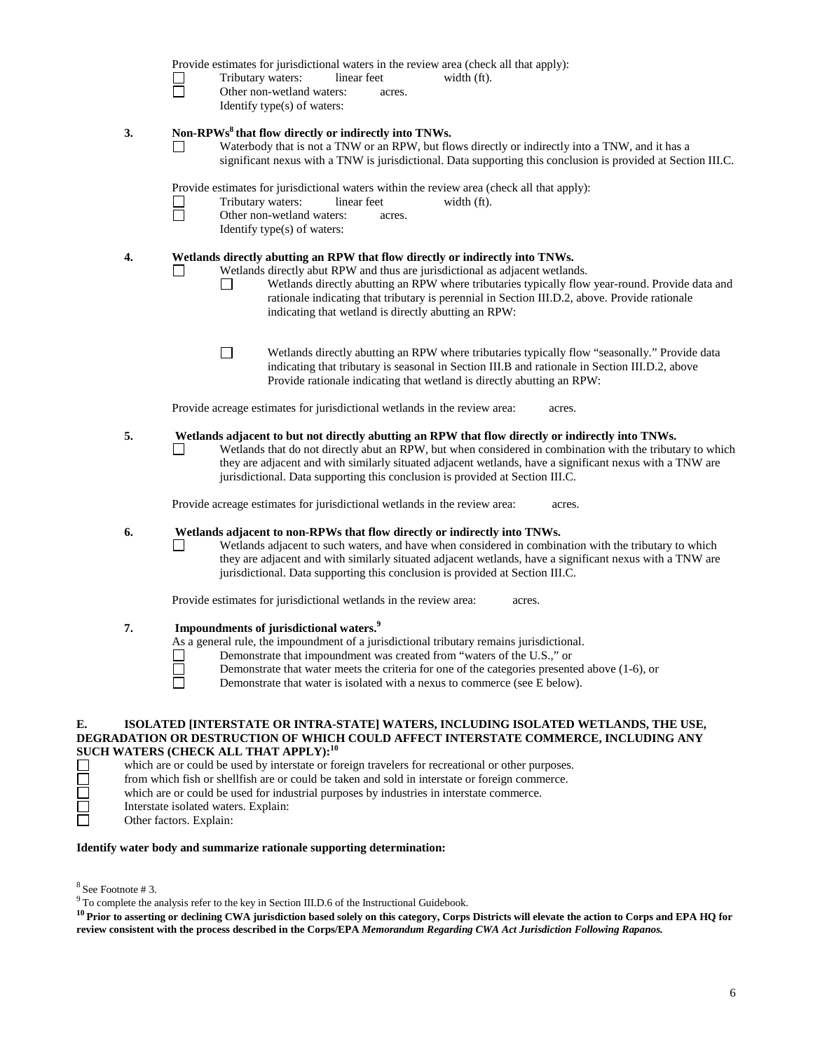Provide estimates for jurisdictional waters in the review area (check all that apply):

☐ Tributary waters: linear feet width (ft).
☐ Other non-wetland waters: acres.
Identify type(s) of waters:

**3. Non-RPWs[8] that flow directly or indirectly into TNWs.**

☐ Waterbody that is not a TNW or an RPW, but flows directly or indirectly into a TNW, and it has a significant nexus with a TNW is jurisdictional. Data supporting this conclusion is provided at Section III.C.

Provide estimates for jurisdictional waters within the review area (check all that apply):

☐ Tributary waters: linear feet width (ft).
☐ Other non-wetland waters: acres.
Identify type(s) of waters:

**4. Wetlands directly abutting an RPW that flow directly or indirectly into TNWs.**

☐ Wetlands directly abut RPW and thus are jurisdictional as adjacent wetlands.

☐ Wetlands directly abutting an RPW where tributaries typically flow year-round. Provide data and rationale indicating that tributary is perennial in Section III.D.2, above. Provide rationale indicating that wetland is directly abutting an RPW:

☐ Wetlands directly abutting an RPW where tributaries typically flow "seasonally." Provide data indicating that tributary is seasonal in Section III.B and rationale in Section III.D.2, above Provide rationale indicating that wetland is directly abutting an RPW:

Provide acreage estimates for jurisdictional wetlands in the review area: acres.

**5. Wetlands adjacent to but not directly abutting an RPW that flow directly or indirectly into TNWs.**

☐ Wetlands that do not directly abut an RPW, but when considered in combination with the tributary to which they are adjacent and with similarly situated adjacent wetlands, have a significant nexus with a TNW are jurisdictional. Data supporting this conclusion is provided at Section III.C.

Provide acreage estimates for jurisdictional wetlands in the review area: acres.

**6. Wetlands adjacent to non-RPWs that flow directly or indirectly into TNWs.**

☐ Wetlands adjacent to such waters, and have when considered in combination with the tributary to which they are adjacent and with similarly situated adjacent wetlands, have a significant nexus with a TNW are jurisdictional. Data supporting this conclusion is provided at Section III.C.

Provide estimates for jurisdictional wetlands in the review area: acres.

**7. Impoundments of jurisdictional waters.[9]**

As a general rule, the impoundment of a jurisdictional tributary remains jurisdictional.

☐ Demonstrate that impoundment was created from "waters of the U.S.," or
☐ Demonstrate that water meets the criteria for one of the categories presented above (1-6), or
☐ Demonstrate that water is isolated with a nexus to commerce (see E below).

**E. ISOLATED [INTERSTATE OR INTRA-STATE] WATERS, INCLUDING ISOLATED WETLANDS, THE USE, DEGRADATION OR DESTRUCTION OF WHICH COULD AFFECT INTERSTATE COMMERCE, INCLUDING ANY SUCH WATERS (CHECK ALL THAT APPLY):[10]**

☐ which are or could be used by interstate or foreign travelers for recreational or other purposes.
☐ from which fish or shellfish are or could be taken and sold in interstate or foreign commerce.
☐ which are or could be used for industrial purposes by industries in interstate commerce.
☐ Interstate isolated waters. Explain:
☐ Other factors. Explain:

**Identify water body and summarize rationale supporting determination:**

[8] See Footnote # 3.

[9] To complete the analysis refer to the key in Section III.D.6 of the Instructional Guidebook.

**[10] Prior to asserting or declining CWA jurisdiction based solely on this category, Corps Districts will elevate the action to Corps and EPA HQ for review consistent with the process described in the Corps/EPA *Memorandum Regarding CWA Act Jurisdiction Following Rapanos.***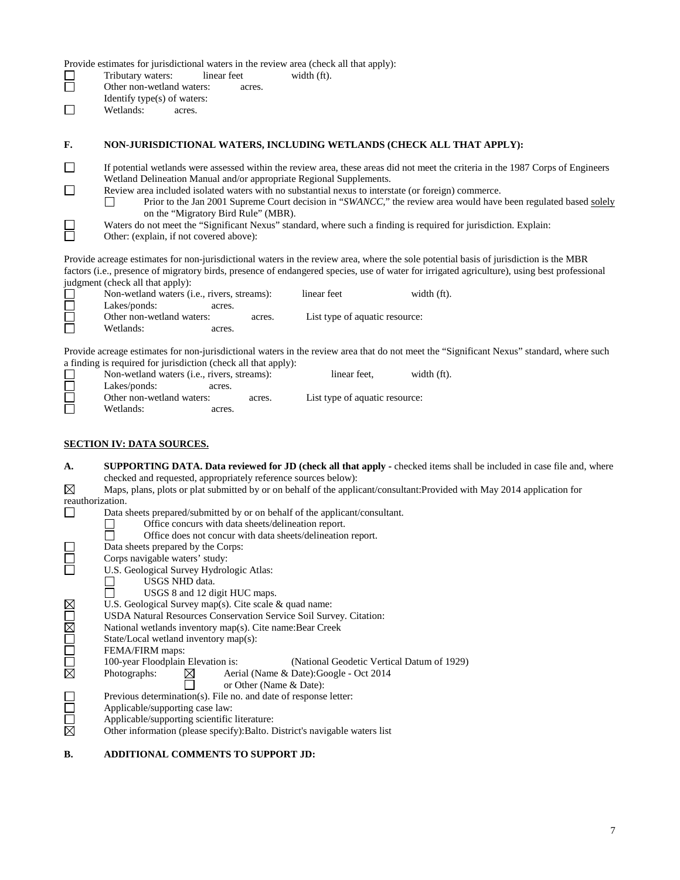Provide estimates for jurisdictional waters in the review area (check all that apply):

☐ Tributary waters: linear feet width (ft).
☐ Other non-wetland waters: acres.
Identify type(s) of waters:
☐ Wetlands: acres.

**F. NON-JURISDICTIONAL WATERS, INCLUDING WETLANDS (CHECK ALL THAT APPLY):**

☐ If potential wetlands were assessed within the review area, these areas did not meet the criteria in the 1987 Corps of Engineers Wetland Delineation Manual and/or appropriate Regional Supplements.
☐ Review area included isolated waters with no substantial nexus to interstate (or foreign) commerce.
  ☐ Prior to the Jan 2001 Supreme Court decision in "*SWANCC*," the review area would have been regulated based solely on the "Migratory Bird Rule" (MBR).
☐ Waters do not meet the "Significant Nexus" standard, where such a finding is required for jurisdiction. Explain:
☐ Other: (explain, if not covered above):

Provide acreage estimates for non-jurisdictional waters in the review area, where the sole potential basis of jurisdiction is the MBR factors (i.e., presence of migratory birds, presence of endangered species, use of water for irrigated agriculture), using best professional judgment (check all that apply):

☐ Non-wetland waters (i.e., rivers, streams): linear feet width (ft).
☐ Lakes/ponds: acres.
☐ Other non-wetland waters: acres. List type of aquatic resource:
☐ Wetlands: acres.

Provide acreage estimates for non-jurisdictional waters in the review area that do not meet the "Significant Nexus" standard, where such a finding is required for jurisdiction (check all that apply):

☐ Non-wetland waters (i.e., rivers, streams): linear feet, width (ft).
☐ Lakes/ponds: acres.
☐ Other non-wetland waters: acres. List type of aquatic resource:
☐ Wetlands: acres.

**SECTION IV: DATA SOURCES.**

**A. SUPPORTING DATA. Data reviewed for JD (check all that apply -** checked items shall be included in case file and, where checked and requested, appropriately reference sources below):

☒ Maps, plans, plots or plat submitted by or on behalf of the applicant/consultant:Provided with May 2014 application for reauthorization.
☐ Data sheets prepared/submitted by or on behalf of the applicant/consultant.
  ☐ Office concurs with data sheets/delineation report.
  ☐ Office does not concur with data sheets/delineation report.
☐ Data sheets prepared by the Corps:
☐ Corps navigable waters' study:
☐ U.S. Geological Survey Hydrologic Atlas:
  ☐ USGS NHD data.
  ☐ USGS 8 and 12 digit HUC maps.
☒ U.S. Geological Survey map(s). Cite scale & quad name:
☐ USDA Natural Resources Conservation Service Soil Survey. Citation:
☒ National wetlands inventory map(s). Cite name:Bear Creek
☐ State/Local wetland inventory map(s):
☐ FEMA/FIRM maps:
☐ 100-year Floodplain Elevation is: (National Geodetic Vertical Datum of 1929)
☒ Photographs: ☒ Aerial (Name & Date):Google - Oct 2014
  ☐ or Other (Name & Date):
☐ Previous determination(s). File no. and date of response letter:
☐ Applicable/supporting case law:
☐ Applicable/supporting scientific literature:
☒ Other information (please specify):Balto. District's navigable waters list

**B. ADDITIONAL COMMENTS TO SUPPORT JD:**